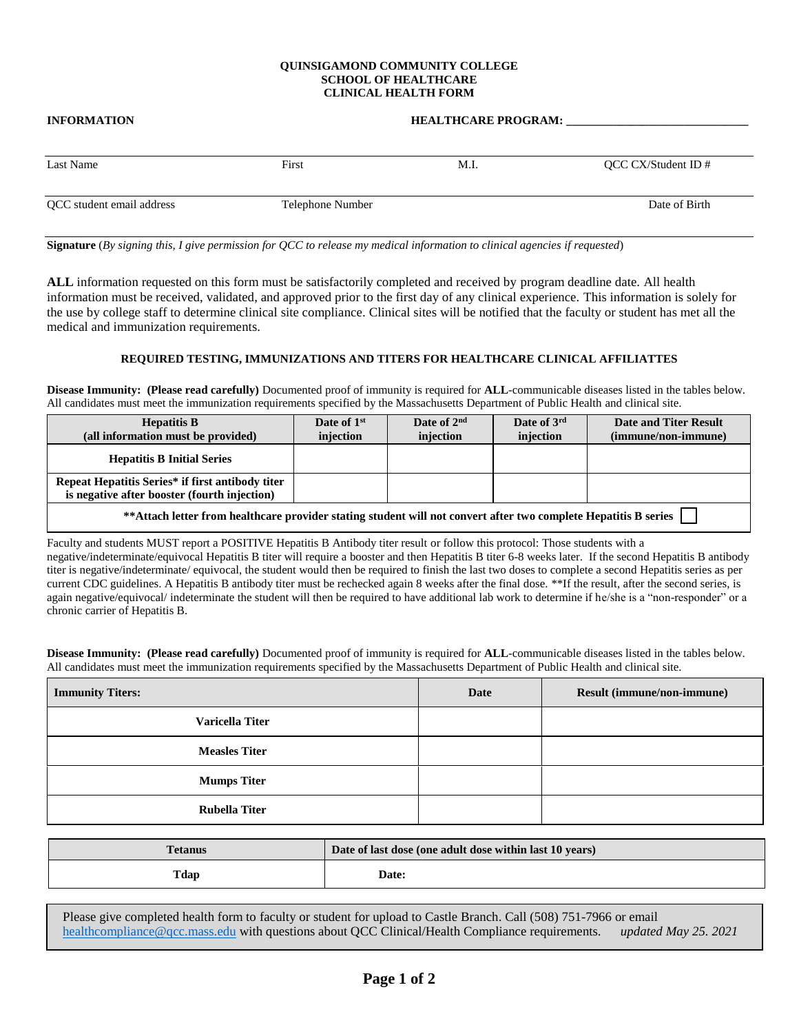**QUINSIGAMOND COMMUNITY COLLEGE**
**SCHOOL OF HEALTHCARE**
**CLINICAL HEALTH FORM**

**INFORMATION** **HEALTHCARE PROGRAM: ______________________________**

| Last Name | First | M.I. | QCC CX/Student ID # |
|---|---|---|---|
| QCC student email address | Telephone Number | | Date of Birth |

**Signature** (*By signing this, I give permission for QCC to release my medical information to clinical agencies if requested*)

**ALL** information requested on this form must be satisfactorily completed and received by program deadline date. All health information must be received, validated, and approved prior to the first day of any clinical experience. This information is solely for the use by college staff to determine clinical site compliance. Clinical sites will be notified that the faculty or student has met all the medical and immunization requirements.

**REQUIRED TESTING, IMMUNIZATIONS AND TITERS FOR HEALTHCARE CLINICAL AFFILIATTES**

**Disease Immunity: (Please read carefully)** Documented proof of immunity is required for **ALL**-communicable diseases listed in the tables below. All candidates must meet the immunization requirements specified by the Massachusetts Department of Public Health and clinical site.

| Hepatitis B (all information must be provided) | Date of 1st injection | Date of 2nd injection | Date of 3rd injection | Date and Titer Result (immune/non-immune) |
|---|---|---|---|---|
| **Hepatitis B Initial Series** | | | | |
| **Repeat Hepatitis Series* if first antibody titer is negative after booster (fourth injection)** | | | | |
| **\*\*Attach letter from healthcare provider stating student will not convert after two complete Hepatitis B series** ☐ | | | | |

Faculty and students MUST report a POSITIVE Hepatitis B Antibody titer result or follow this protocol: Those students with a negative/indeterminate/equivocal Hepatitis B titer will require a booster and then Hepatitis B titer 6-8 weeks later. If the second Hepatitis B antibody titer is negative/indeterminate/ equivocal, the student would then be required to finish the last two doses to complete a second Hepatitis series as per current CDC guidelines. A Hepatitis B antibody titer must be rechecked again 8 weeks after the final dose. **If the result, after the second series, is again negative/equivocal/ indeterminate the student will then be required to have additional lab work to determine if he/she is a "non-responder" or a chronic carrier of Hepatitis B.

**Disease Immunity: (Please read carefully)** Documented proof of immunity is required for **ALL**-communicable diseases listed in the tables below. All candidates must meet the immunization requirements specified by the Massachusetts Department of Public Health and clinical site.

| Immunity Titers: | Date | Result (immune/non-immune) |
|---|---|---|
| **Varicella Titer** | | |
| **Measles Titer** | | |
| **Mumps Titer** | | |
| **Rubella Titer** | | |

| Tetanus | Date of last dose (one adult dose within last 10 years) |
|---|---|
| **Tdap** | **Date:** |

Please give completed health form to faculty or student for upload to Castle Branch. Call (508) 751-7966 or email healthcompliance@qcc.mass.edu with questions about QCC Clinical/Health Compliance requirements. *updated May 25. 2021*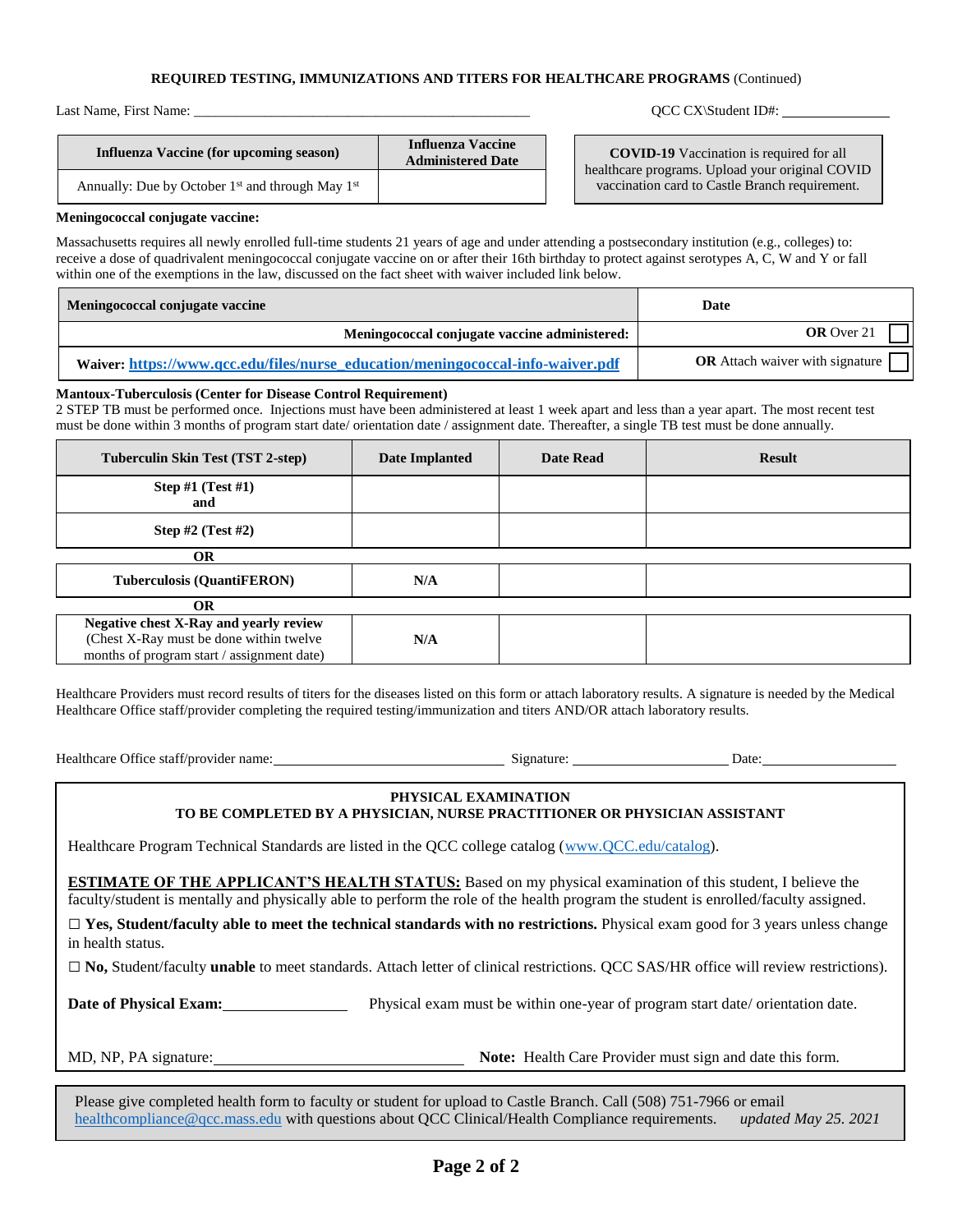**REQUIRED TESTING, IMMUNIZATIONS AND TITERS FOR HEALTHCARE PROGRAMS** (Continued)

Last Name, First Name: \_\_\_\_\_\_\_\_\_\_\_\_\_\_\_\_\_\_\_\_\_\_\_\_\_\_\_\_\_\_\_\_\_\_\_\_\_\_\_\_\_\_\_\_ QCC CX\Student ID#: \_\_\_\_\_\_\_\_\_\_\_\_\_\_\_

| Influenza Vaccine (for upcoming season) | Influenza Vaccine Administered Date |
|---|---|
| Annually: Due by October 1st and through May 1st | |

**COVID-19** Vaccination is required for all healthcare programs. Upload your original COVID vaccination card to Castle Branch requirement.

**Meningococcal conjugate vaccine:**

Massachusetts requires all newly enrolled full-time students 21 years of age and under attending a postsecondary institution (e.g., colleges) to: receive a dose of quadrivalent meningococcal conjugate vaccine on or after their 16th birthday to protect against serotypes A, C, W and Y or fall within one of the exemptions in the law, discussed on the fact sheet with waiver included link below.

| Meningococcal conjugate vaccine | Date |
|---|---|
| Meningococcal conjugate vaccine administered: | **OR** Over 21 ☐ |
| Waiver: https://www.qcc.edu/files/nurse_education/meningococcal-info-waiver.pdf | **OR** Attach waiver with signature ☐ |

**Mantoux-Tuberculosis (Center for Disease Control Requirement)**
2 STEP TB must be performed once. Injections must have been administered at least 1 week apart and less than a year apart. The most recent test must be done within 3 months of program start date/ orientation date / assignment date. Thereafter, a single TB test must be done annually.

| Tuberculin Skin Test (TST 2-step) | Date Implanted | Date Read | Result |
|---|---|---|---|
| Step #1 (Test #1) and | | | |
| Step #2 (Test #2) | | | |
| **OR** | | | |
| Tuberculosis (QuantiFERON) | N/A | | |
| **OR** | | | |
| **Negative chest X-Ray and yearly review** (Chest X-Ray must be done within twelve months of program start / assignment date) | N/A | | |

Healthcare Providers must record results of titers for the diseases listed on this form or attach laboratory results. A signature is needed by the Medical Healthcare Office staff/provider completing the required testing/immunization and titers AND/OR attach laboratory results.

Healthcare Office staff/provider name: \_\_\_\_\_\_\_\_\_\_\_\_\_\_\_\_\_\_\_\_\_\_\_\_\_\_\_\_ Signature: \_\_\_\_\_\_\_\_\_\_\_\_\_\_\_\_\_\_\_\_ Date: \_\_\_\_\_\_\_\_\_\_\_\_\_\_\_\_\_\_

**PHYSICAL EXAMINATION**
**TO BE COMPLETED BY A PHYSICIAN, NURSE PRACTITIONER OR PHYSICIAN ASSISTANT**

Healthcare Program Technical Standards are listed in the QCC college catalog (www.QCC.edu/catalog).

**ESTIMATE OF THE APPLICANT'S HEALTH STATUS:** Based on my physical examination of this student, I believe the faculty/student is mentally and physically able to perform the role of the health program the student is enrolled/faculty assigned.

☐ **Yes, Student/faculty able to meet the technical standards with no restrictions.** Physical exam good for 3 years unless change in health status.

☐ **No,** Student/faculty **unable** to meet standards. Attach letter of clinical restrictions. QCC SAS/HR office will review restrictions).

**Date of Physical Exam:** \_\_\_\_\_\_\_\_\_\_\_\_\_\_\_\_ Physical exam must be within one-year of program start date/ orientation date.

MD, NP, PA signature: \_\_\_\_\_\_\_\_\_\_\_\_\_\_\_\_\_\_\_\_\_\_\_\_\_\_\_\_\_\_\_\_ **Note:** Health Care Provider must sign and date this form.

Please give completed health form to faculty or student for upload to Castle Branch. Call (508) 751-7966 or email healthcompliance@qcc.mass.edu with questions about QCC Clinical/Health Compliance requirements. *updated May 25. 2021*